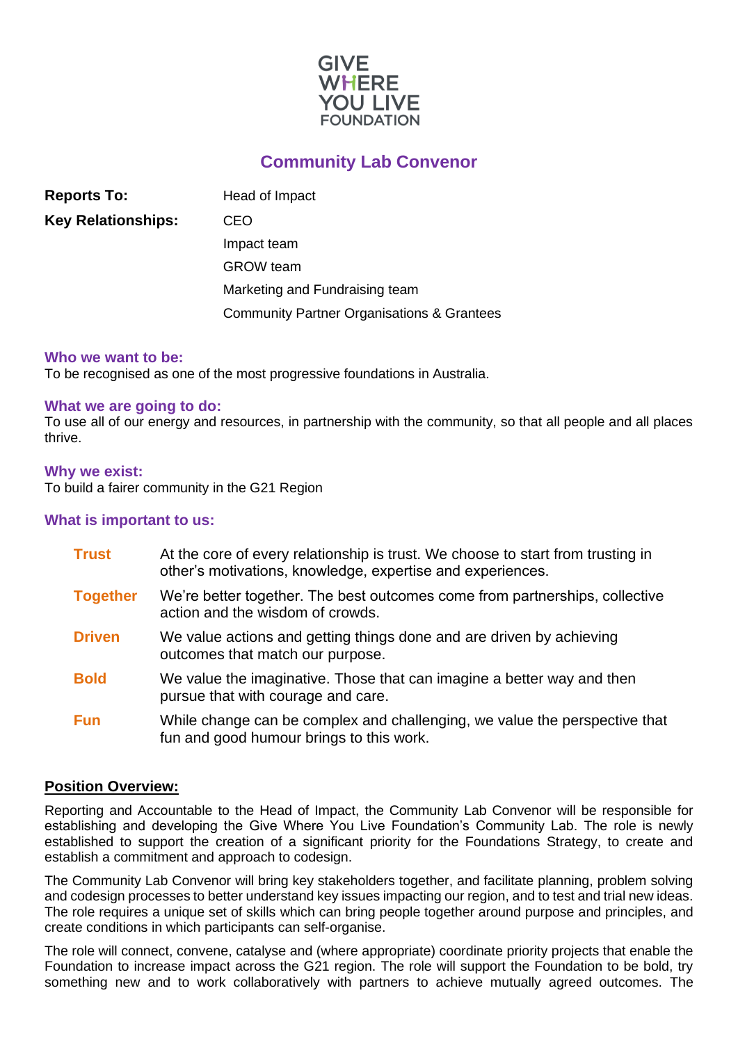GIVE WHERE YOU LIVE FOUNDATION

# Community Lab Convenor

| | |
|---|---|
| **Reports To:** | Head of Impact |
| **Key Relationships:** | CEO |
| | Impact team |
| | GROW team |
| | Marketing and Fundraising team |
| | Community Partner Organisations & Grantees |

### Who we want to be:

To be recognised as one of the most progressive foundations in Australia.

### What we are going to do:

To use all of our energy and resources, in partnership with the community, so that all people and all places thrive.

### Why we exist:

To build a fairer community in the G21 Region

### What is important to us:

| | |
|---|---|
| **Trust** | At the core of every relationship is trust. We choose to start from trusting in other's motivations, knowledge, expertise and experiences. |
| **Together** | We're better together. The best outcomes come from partnerships, collective action and the wisdom of crowds. |
| **Driven** | We value actions and getting things done and are driven by achieving outcomes that match our purpose. |
| **Bold** | We value the imaginative. Those that can imagine a better way and then pursue that with courage and care. |
| **Fun** | While change can be complex and challenging, we value the perspective that fun and good humour brings to this work. |

## Position Overview:

Reporting and Accountable to the Head of Impact, the Community Lab Convenor will be responsible for establishing and developing the Give Where You Live Foundation's Community Lab. The role is newly established to support the creation of a significant priority for the Foundations Strategy, to create and establish a commitment and approach to codesign.

The Community Lab Convenor will bring key stakeholders together, and facilitate planning, problem solving and codesign processes to better understand key issues impacting our region, and to test and trial new ideas. The role requires a unique set of skills which can bring people together around purpose and principles, and create conditions in which participants can self-organise.

The role will connect, convene, catalyse and (where appropriate) coordinate priority projects that enable the Foundation to increase impact across the G21 region. The role will support the Foundation to be bold, try something new and to work collaboratively with partners to achieve mutually agreed outcomes. The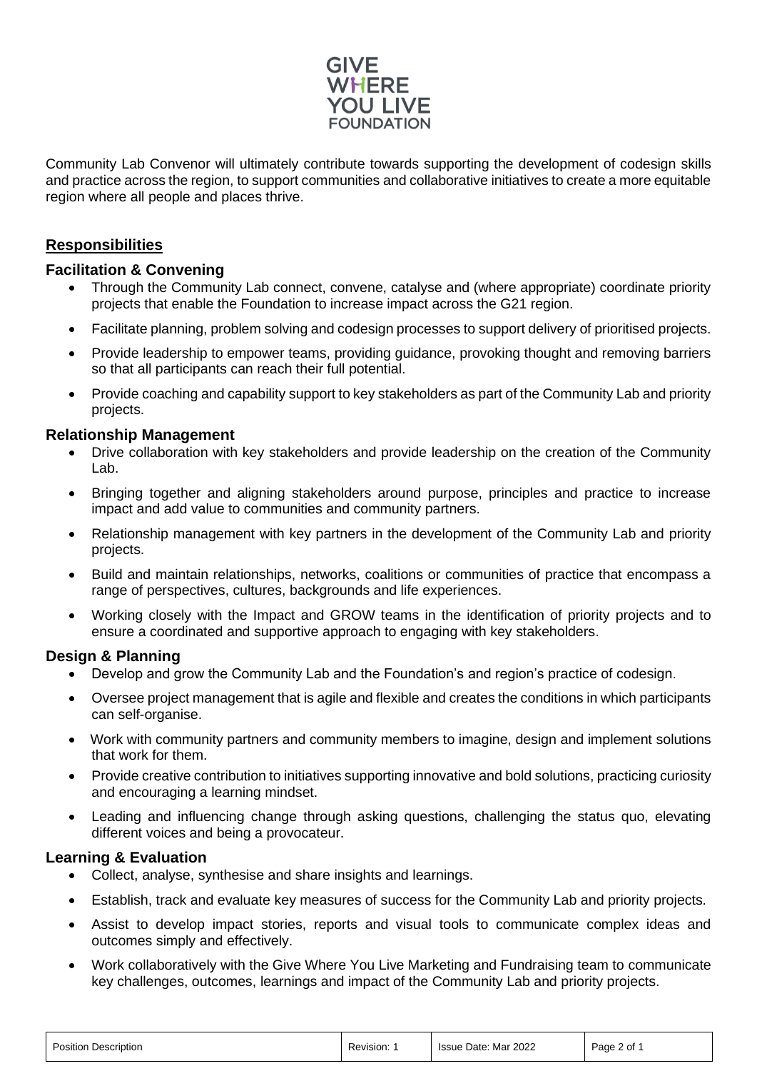Community Lab Convenor will ultimately contribute towards supporting the development of codesign skills and practice across the region, to support communities and collaborative initiatives to create a more equitable region where all people and places thrive.

## Responsibilities

### Facilitation & Convening

- Through the Community Lab connect, convene, catalyse and (where appropriate) coordinate priority projects that enable the Foundation to increase impact across the G21 region.
- Facilitate planning, problem solving and codesign processes to support delivery of prioritised projects.
- Provide leadership to empower teams, providing guidance, provoking thought and removing barriers so that all participants can reach their full potential.
- Provide coaching and capability support to key stakeholders as part of the Community Lab and priority projects.

### Relationship Management

- Drive collaboration with key stakeholders and provide leadership on the creation of the Community Lab.
- Bringing together and aligning stakeholders around purpose, principles and practice to increase impact and add value to communities and community partners.
- Relationship management with key partners in the development of the Community Lab and priority projects.
- Build and maintain relationships, networks, coalitions or communities of practice that encompass a range of perspectives, cultures, backgrounds and life experiences.
- Working closely with the Impact and GROW teams in the identification of priority projects and to ensure a coordinated and supportive approach to engaging with key stakeholders.

### Design & Planning

- Develop and grow the Community Lab and the Foundation's and region's practice of codesign.
- Oversee project management that is agile and flexible and creates the conditions in which participants can self-organise.
- Work with community partners and community members to imagine, design and implement solutions that work for them.
- Provide creative contribution to initiatives supporting innovative and bold solutions, practicing curiosity and encouraging a learning mindset.
- Leading and influencing change through asking questions, challenging the status quo, elevating different voices and being a provocateur.

### Learning & Evaluation

- Collect, analyse, synthesise and share insights and learnings.
- Establish, track and evaluate key measures of success for the Community Lab and priority projects.
- Assist to develop impact stories, reports and visual tools to communicate complex ideas and outcomes simply and effectively.
- Work collaboratively with the Give Where You Live Marketing and Fundraising team to communicate key challenges, outcomes, learnings and impact of the Community Lab and priority projects.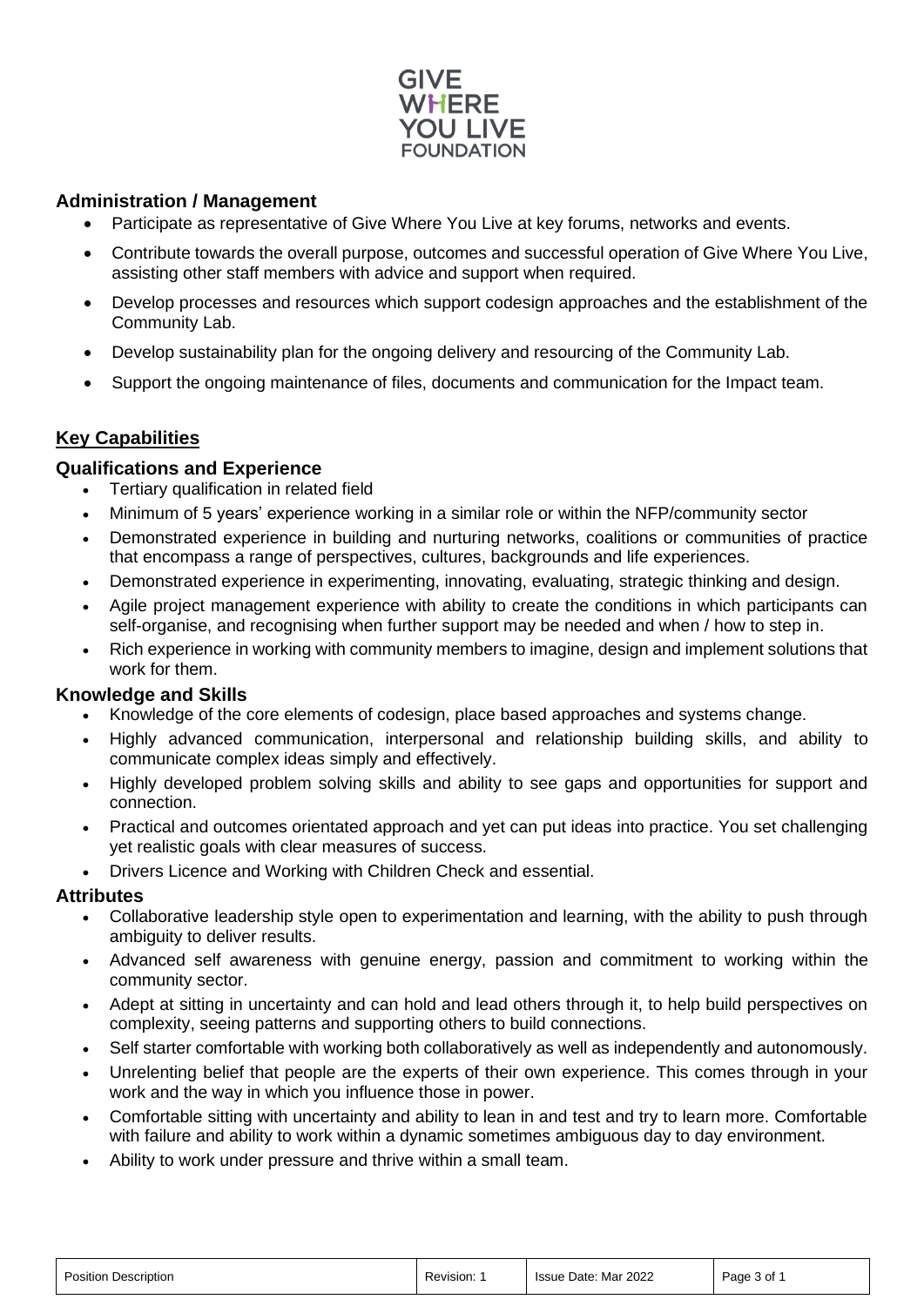### Administration / Management

- Participate as representative of Give Where You Live at key forums, networks and events.
- Contribute towards the overall purpose, outcomes and successful operation of Give Where You Live, assisting other staff members with advice and support when required.
- Develop processes and resources which support codesign approaches and the establishment of the Community Lab.
- Develop sustainability plan for the ongoing delivery and resourcing of the Community Lab.
- Support the ongoing maintenance of files, documents and communication for the Impact team.

## Key Capabilities

### Qualifications and Experience

- Tertiary qualification in related field
- Minimum of 5 years' experience working in a similar role or within the NFP/community sector
- Demonstrated experience in building and nurturing networks, coalitions or communities of practice that encompass a range of perspectives, cultures, backgrounds and life experiences.
- Demonstrated experience in experimenting, innovating, evaluating, strategic thinking and design.
- Agile project management experience with ability to create the conditions in which participants can self-organise, and recognising when further support may be needed and when / how to step in.
- Rich experience in working with community members to imagine, design and implement solutions that work for them.

### Knowledge and Skills

- Knowledge of the core elements of codesign, place based approaches and systems change.
- Highly advanced communication, interpersonal and relationship building skills, and ability to communicate complex ideas simply and effectively.
- Highly developed problem solving skills and ability to see gaps and opportunities for support and connection.
- Practical and outcomes orientated approach and yet can put ideas into practice. You set challenging yet realistic goals with clear measures of success.
- Drivers Licence and Working with Children Check and essential.

### Attributes

- Collaborative leadership style open to experimentation and learning, with the ability to push through ambiguity to deliver results.
- Advanced self awareness with genuine energy, passion and commitment to working within the community sector.
- Adept at sitting in uncertainty and can hold and lead others through it, to help build perspectives on complexity, seeing patterns and supporting others to build connections.
- Self starter comfortable with working both collaboratively as well as independently and autonomously.
- Unrelenting belief that people are the experts of their own experience. This comes through in your work and the way in which you influence those in power.
- Comfortable sitting with uncertainty and ability to lean in and test and try to learn more. Comfortable with failure and ability to work within a dynamic sometimes ambiguous day to day environment.
- Ability to work under pressure and thrive within a small team.